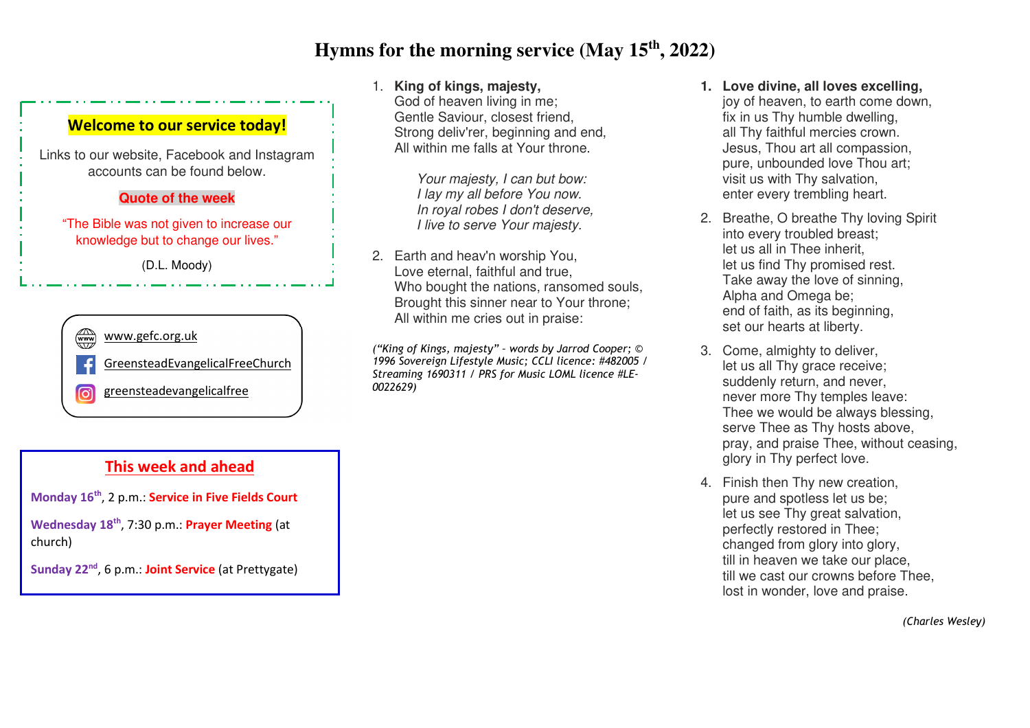# Hymns for the morning service (May 15th, 2022)

**Welcome to our service today!**

Links to our website, Facebook and Instagram accounts can be found below.

**Quote of the week**

"The Bible was not given to increase our knowledge but to change our lives."

(D.L. Moody)

www.gefc.org.uk

GreensteadEvangelicalFreeChurch

greensteadevangelicalfree

## This week and ahead

**Monday 16th**, 2 p.m.: **Service in Five Fields Court**

**Wednesday 18th**, 7:30 p.m.: **Prayer Meeting** (at church)

**Sunday 22nd**, 6 p.m.: **Joint Service** (at Prettygate)

1. **King of kings, majesty,**
   God of heaven living in me;
   Gentle Saviour, closest friend,
   Strong deliv'rer, beginning and end,
   All within me falls at Your throne.

   *Your majesty, I can but bow:*
   *I lay my all before You now.*
   *In royal robes I don't deserve,*
   *I live to serve Your majesty.*

2. Earth and heav'n worship You,
   Love eternal, faithful and true,
   Who bought the nations, ransomed souls,
   Brought this sinner near to Your throne;
   All within me cries out in praise:

*("King of Kings, majesty" - words by Jarrod Cooper; © 1996 Sovereign Lifestyle Music; CCLI licence: #482005 / Streaming 1690311 / PRS for Music LOML licence #LE-0022629)*

1. **Love divine, all loves excelling,**
   joy of heaven, to earth come down,
   fix in us Thy humble dwelling,
   all Thy faithful mercies crown.
   Jesus, Thou art all compassion,
   pure, unbounded love Thou art;
   visit us with Thy salvation,
   enter every trembling heart.

2. Breathe, O breathe Thy loving Spirit
   into every troubled breast;
   let us all in Thee inherit,
   let us find Thy promised rest.
   Take away the love of sinning,
   Alpha and Omega be;
   end of faith, as its beginning,
   set our hearts at liberty.

3. Come, almighty to deliver,
   let us all Thy grace receive;
   suddenly return, and never,
   never more Thy temples leave:
   Thee we would be always blessing,
   serve Thee as Thy hosts above,
   pray, and praise Thee, without ceasing,
   glory in Thy perfect love.

4. Finish then Thy new creation,
   pure and spotless let us be;
   let us see Thy great salvation,
   perfectly restored in Thee;
   changed from glory into glory,
   till in heaven we take our place,
   till we cast our crowns before Thee,
   lost in wonder, love and praise.

*(Charles Wesley)*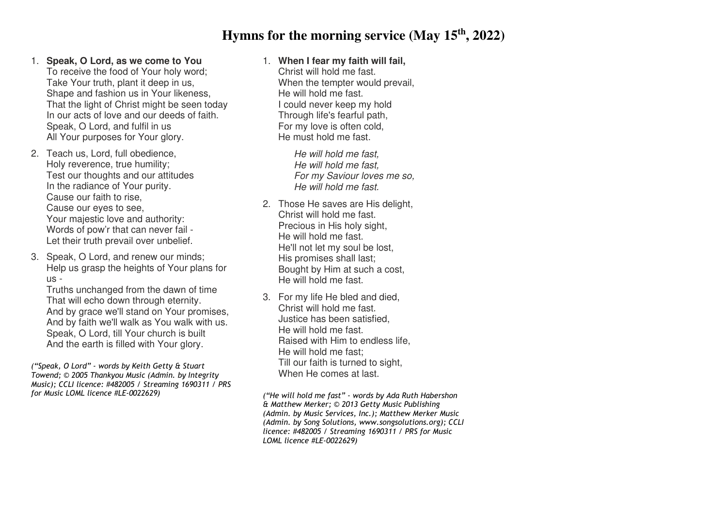# Hymns for the morning service (May 15th, 2022)

1. **Speak, O Lord, as we come to You**
   To receive the food of Your holy word;
   Take Your truth, plant it deep in us,
   Shape and fashion us in Your likeness,
   That the light of Christ might be seen today
   In our acts of love and our deeds of faith.
   Speak, O Lord, and fulfil in us
   All Your purposes for Your glory.

2. Teach us, Lord, full obedience,
   Holy reverence, true humility;
   Test our thoughts and our attitudes
   In the radiance of Your purity.
   Cause our faith to rise,
   Cause our eyes to see,
   Your majestic love and authority:
   Words of pow'r that can never fail -
   Let their truth prevail over unbelief.

3. Speak, O Lord, and renew our minds;
   Help us grasp the heights of Your plans for us -
   Truths unchanged from the dawn of time
   That will echo down through eternity.
   And by grace we'll stand on Your promises,
   And by faith we'll walk as You walk with us.
   Speak, O Lord, till Your church is built
   And the earth is filled with Your glory.

*("Speak, O Lord" - words by Keith Getty & Stuart Towend; © 2005 Thankyou Music (Admin. by Integrity Music); CCLI licence: #482005 / Streaming 1690311 / PRS for Music LOML licence #LE-0022629)*

1. **When I fear my faith will fail,**
   Christ will hold me fast.
   When the tempter would prevail,
   He will hold me fast.
   I could never keep my hold
   Through life's fearful path,
   For my love is often cold,
   He must hold me fast.

   *He will hold me fast,*
   *He will hold me fast,*
   *For my Saviour loves me so,*
   *He will hold me fast.*

2. Those He saves are His delight,
   Christ will hold me fast.
   Precious in His holy sight,
   He will hold me fast.
   He'll not let my soul be lost,
   His promises shall last;
   Bought by Him at such a cost,
   He will hold me fast.

3. For my life He bled and died,
   Christ will hold me fast.
   Justice has been satisfied,
   He will hold me fast.
   Raised with Him to endless life,
   He will hold me fast;
   Till our faith is turned to sight,
   When He comes at last.

*("He will hold me fast" - words by Ada Ruth Habershon & Matthew Merker; © 2013 Getty Music Publishing (Admin. by Music Services, Inc.); Matthew Merker Music (Admin. by Song Solutions, www.songsolutions.org); CCLI licence: #482005 / Streaming 1690311 / PRS for Music LOML licence #LE-0022629)*